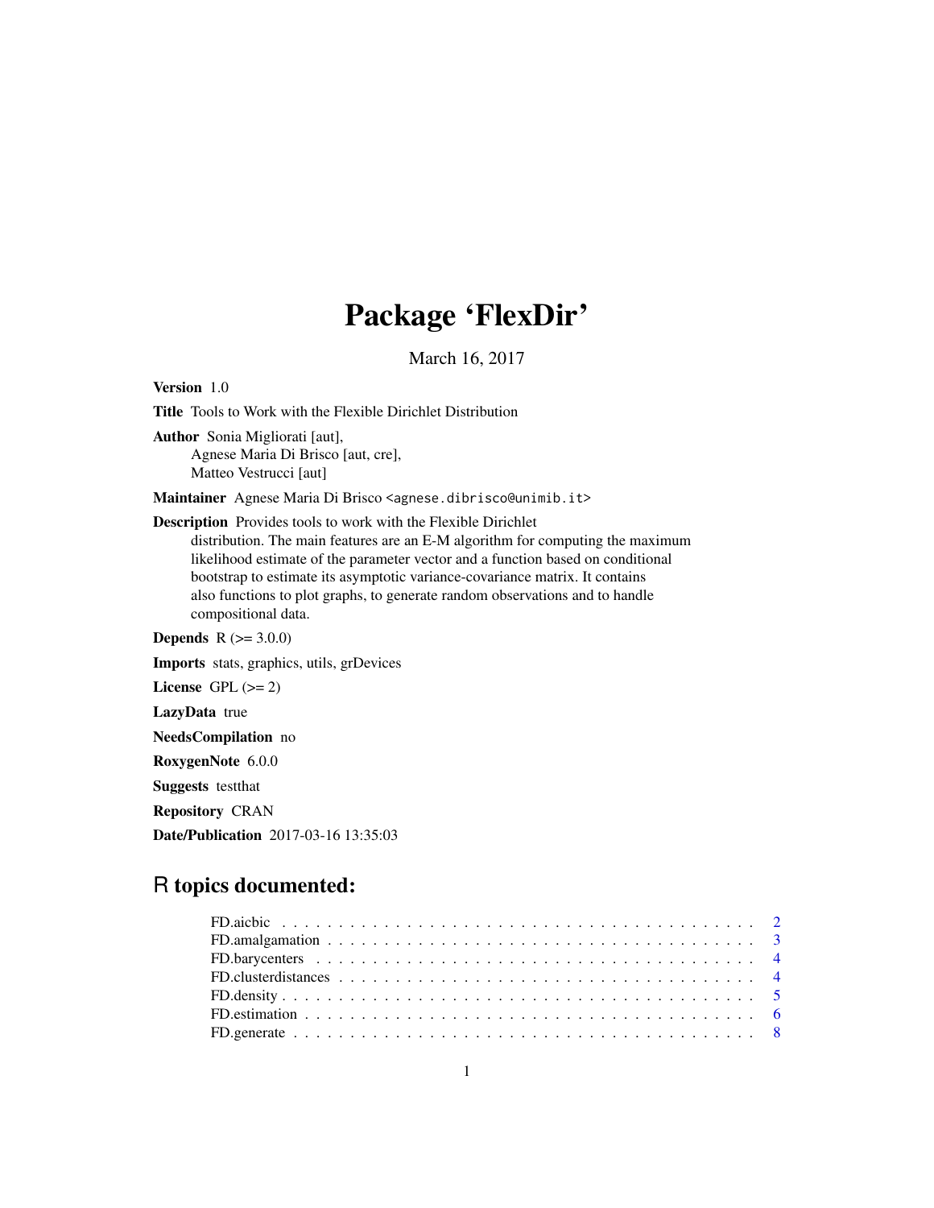# Package 'FlexDir'

March 16, 2017

**Version** 1.0

**Title** Tools to Work with the Flexible Dirichlet Distribution

**Author** Sonia Migliorati [aut],
Agnese Maria Di Brisco [aut, cre],
Matteo Vestrucci [aut]

**Maintainer** Agnese Maria Di Brisco <agnese.dibrisco@unimib.it>

**Description** Provides tools to work with the Flexible Dirichlet distribution. The main features are an E-M algorithm for computing the maximum likelihood estimate of the parameter vector and a function based on conditional bootstrap to estimate its asymptotic variance-covariance matrix. It contains also functions to plot graphs, to generate random observations and to handle compositional data.

**Depends** R (>= 3.0.0)

**Imports** stats, graphics, utils, grDevices

**License** GPL (>= 2)

**LazyData** true

**NeedsCompilation** no

**RoxygenNote** 6.0.0

**Suggests** testthat

**Repository** CRAN

**Date/Publication** 2017-03-16 13:35:03

## R topics documented:

| | |
|---|---|
| FD.aicbic | 2 |
| FD.amalgamation | 3 |
| FD.barycenters | 4 |
| FD.clusterdistances | 4 |
| FD.density | 5 |
| FD.estimation | 6 |
| FD.generate | 8 |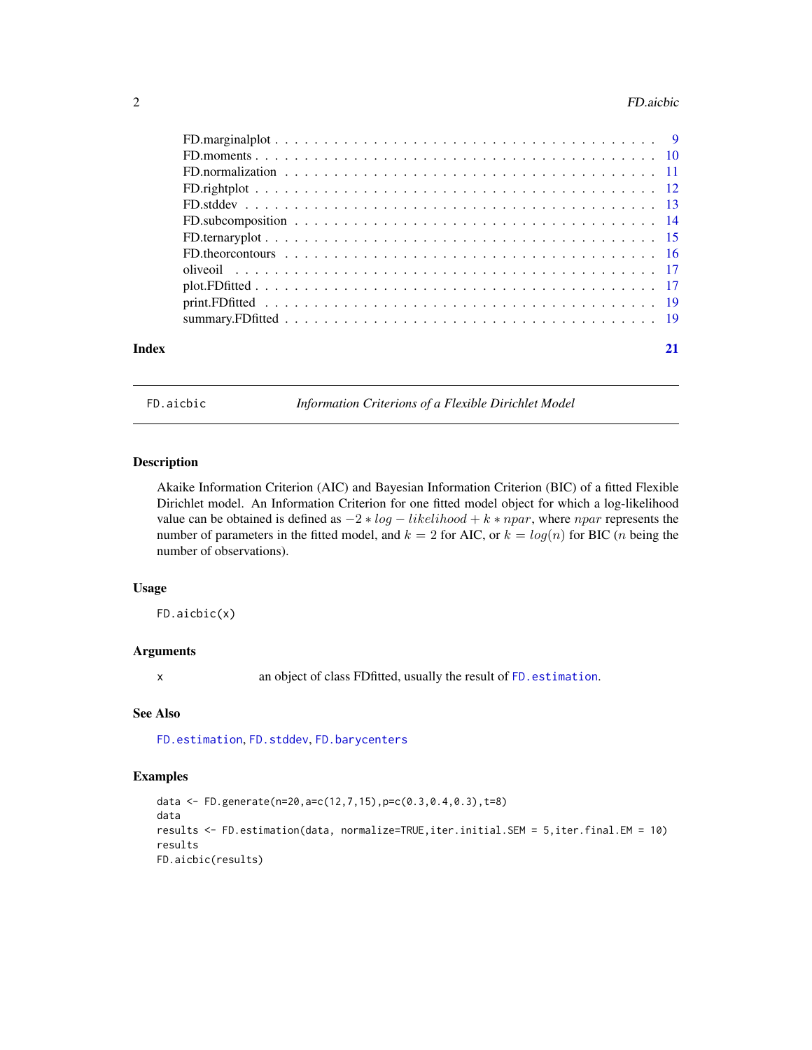| | |
|---|---|
| FD.marginalplot | 9 |
| FD.moments | 10 |
| FD.normalization | 11 |
| FD.rightplot | 12 |
| FD.stddev | 13 |
| FD.subcomposition | 14 |
| FD.ternaryplot | 15 |
| FD.theorcontours | 16 |
| oliveoil | 17 |
| plot.FDfitted | 17 |
| print.FDfitted | 19 |
| summary.FDfitted | 19 |

**Index** **21**

---

`FD.aicbic` *Information Criterions of a Flexible Dirichlet Model*

---

## Description

Akaike Information Criterion (AIC) and Bayesian Information Criterion (BIC) of a fitted Flexible Dirichlet model. An Information Criterion for one fitted model object for which a log-likelihood value can be obtained is defined as $-2 * log - likelihood + k * npar$, where $npar$ represents the number of parameters in the fitted model, and $k = 2$ for AIC, or $k = log(n)$ for BIC ($n$ being the number of observations).

## Usage

```
FD.aicbic(x)
```

## Arguments

| | |
|---|---|
| `x` | an object of class FDfitted, usually the result of `FD.estimation`. |

## See Also

`FD.estimation`, `FD.stddev`, `FD.barycenters`

## Examples

```
data <- FD.generate(n=20,a=c(12,7,15),p=c(0.3,0.4,0.3),t=8)
data
results <- FD.estimation(data, normalize=TRUE,iter.initial.SEM = 5,iter.final.EM = 10)
results
FD.aicbic(results)
```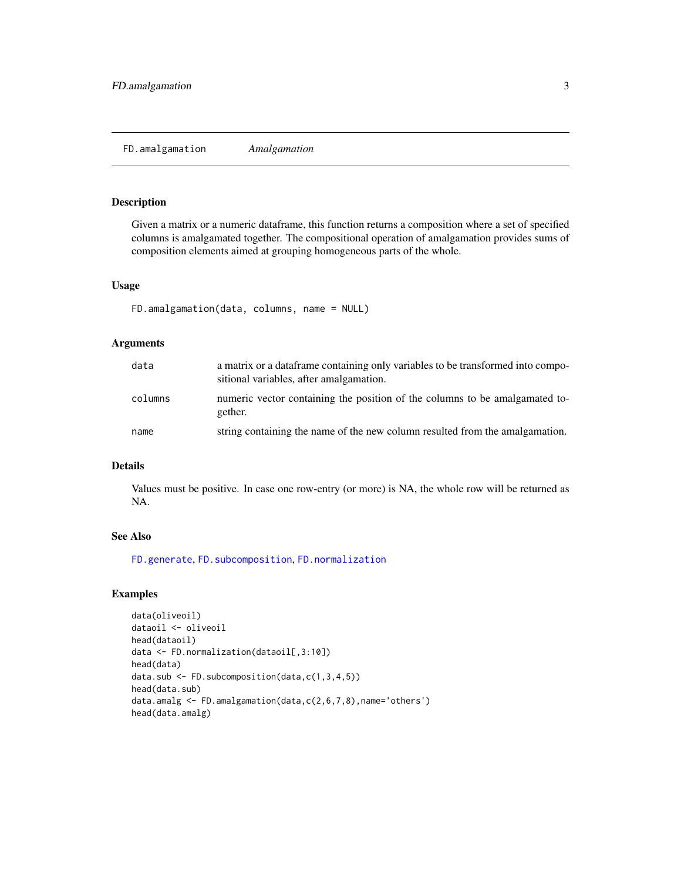## FD.amalgamation *Amalgamation*

### Description

Given a matrix or a numeric dataframe, this function returns a composition where a set of specified columns is amalgamated together. The compositional operation of amalgamation provides sums of composition elements aimed at grouping homogeneous parts of the whole.

### Usage

```
FD.amalgamation(data, columns, name = NULL)
```

### Arguments

| | |
|---|---|
| data | a matrix or a dataframe containing only variables to be transformed into compositional variables, after amalgamation. |
| columns | numeric vector containing the position of the columns to be amalgamated together. |
| name | string containing the name of the new column resulted from the amalgamation. |

### Details

Values must be positive. In case one row-entry (or more) is NA, the whole row will be returned as NA.

### See Also

FD.generate, FD.subcomposition, FD.normalization

### Examples

```
data(oliveoil)
dataoil <- oliveoil
head(dataoil)
data <- FD.normalization(dataoil[,3:10])
head(data)
data.sub <- FD.subcomposition(data,c(1,3,4,5))
head(data.sub)
data.amalg <- FD.amalgamation(data,c(2,6,7,8),name='others')
head(data.amalg)
```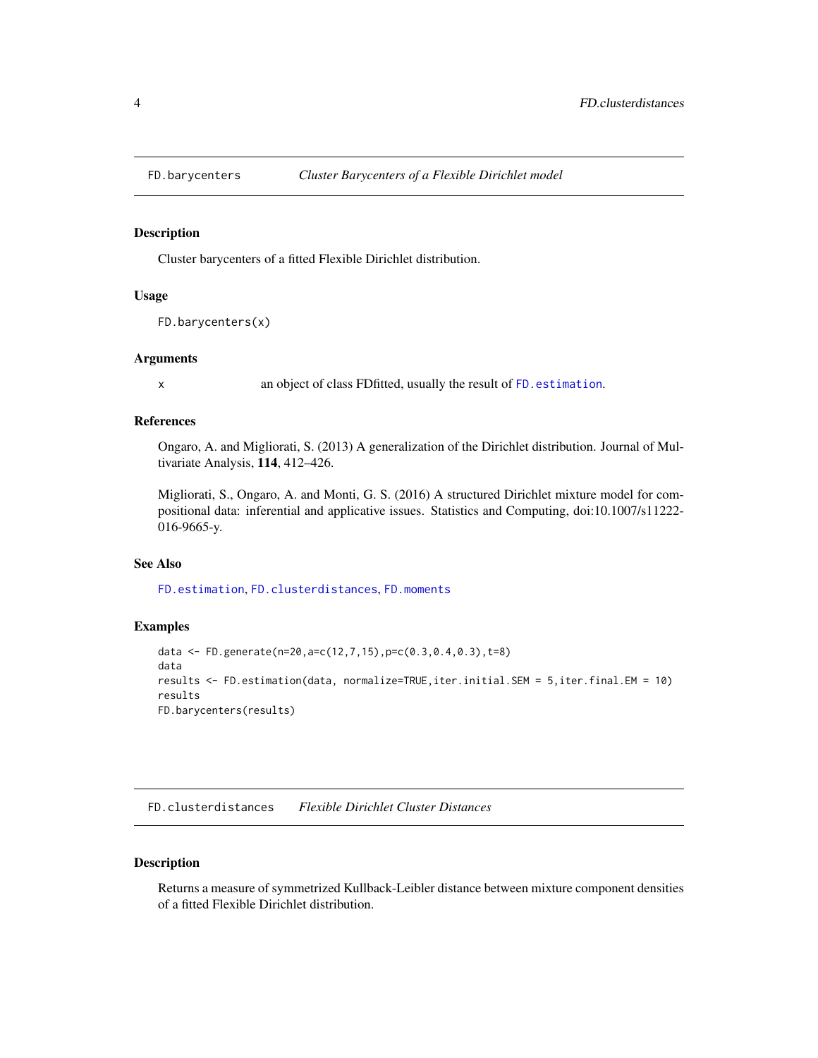## FD.barycenters — *Cluster Barycenters of a Flexible Dirichlet model*

### Description

Cluster barycenters of a fitted Flexible Dirichlet distribution.

### Usage

```
FD.barycenters(x)
```

### Arguments

| | |
|---|---|
| x | an object of class FDfitted, usually the result of `FD.estimation`. |

### References

Ongaro, A. and Migliorati, S. (2013) A generalization of the Dirichlet distribution. Journal of Multivariate Analysis, **114**, 412–426.

Migliorati, S., Ongaro, A. and Monti, G. S. (2016) A structured Dirichlet mixture model for compositional data: inferential and applicative issues. Statistics and Computing, doi:10.1007/s11222-016-9665-y.

### See Also

`FD.estimation`, `FD.clusterdistances`, `FD.moments`

### Examples

```
data <- FD.generate(n=20,a=c(12,7,15),p=c(0.3,0.4,0.3),t=8)
data
results <- FD.estimation(data, normalize=TRUE,iter.initial.SEM = 5,iter.final.EM = 10)
results
FD.barycenters(results)
```

## FD.clusterdistances — *Flexible Dirichlet Cluster Distances*

### Description

Returns a measure of symmetrized Kullback-Leibler distance between mixture component densities of a fitted Flexible Dirichlet distribution.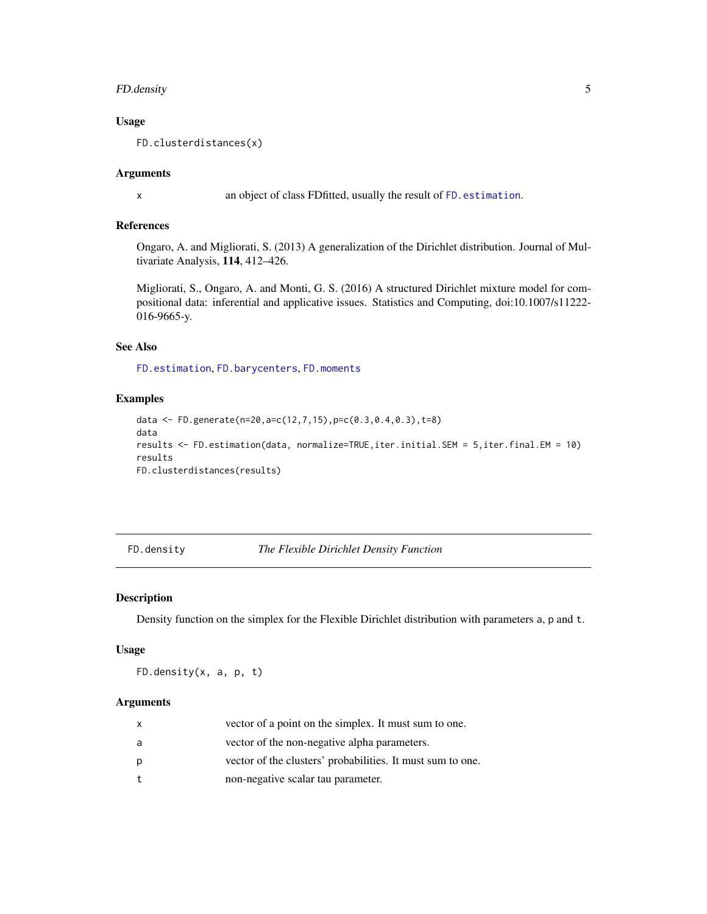### Usage

```
FD.clusterdistances(x)
```

### Arguments

| | |
|---|---|
| x | an object of class FDfitted, usually the result of `FD.estimation`. |

### References

Ongaro, A. and Migliorati, S. (2013) A generalization of the Dirichlet distribution. Journal of Multivariate Analysis, **114**, 412–426.

Migliorati, S., Ongaro, A. and Monti, G. S. (2016) A structured Dirichlet mixture model for compositional data: inferential and applicative issues. Statistics and Computing, doi:10.1007/s11222-016-9665-y.

### See Also

`FD.estimation`, `FD.barycenters`, `FD.moments`

### Examples

```
data <- FD.generate(n=20,a=c(12,7,15),p=c(0.3,0.4,0.3),t=8)
data
results <- FD.estimation(data, normalize=TRUE,iter.initial.SEM = 5,iter.final.EM = 10)
results
FD.clusterdistances(results)
```

---

## FD.density — *The Flexible Dirichlet Density Function*

---

### Description

Density function on the simplex for the Flexible Dirichlet distribution with parameters `a`, `p` and `t`.

### Usage

```
FD.density(x, a, p, t)
```

### Arguments

| | |
|---|---|
| x | vector of a point on the simplex. It must sum to one. |
| a | vector of the non-negative alpha parameters. |
| p | vector of the clusters' probabilities. It must sum to one. |
| t | non-negative scalar tau parameter. |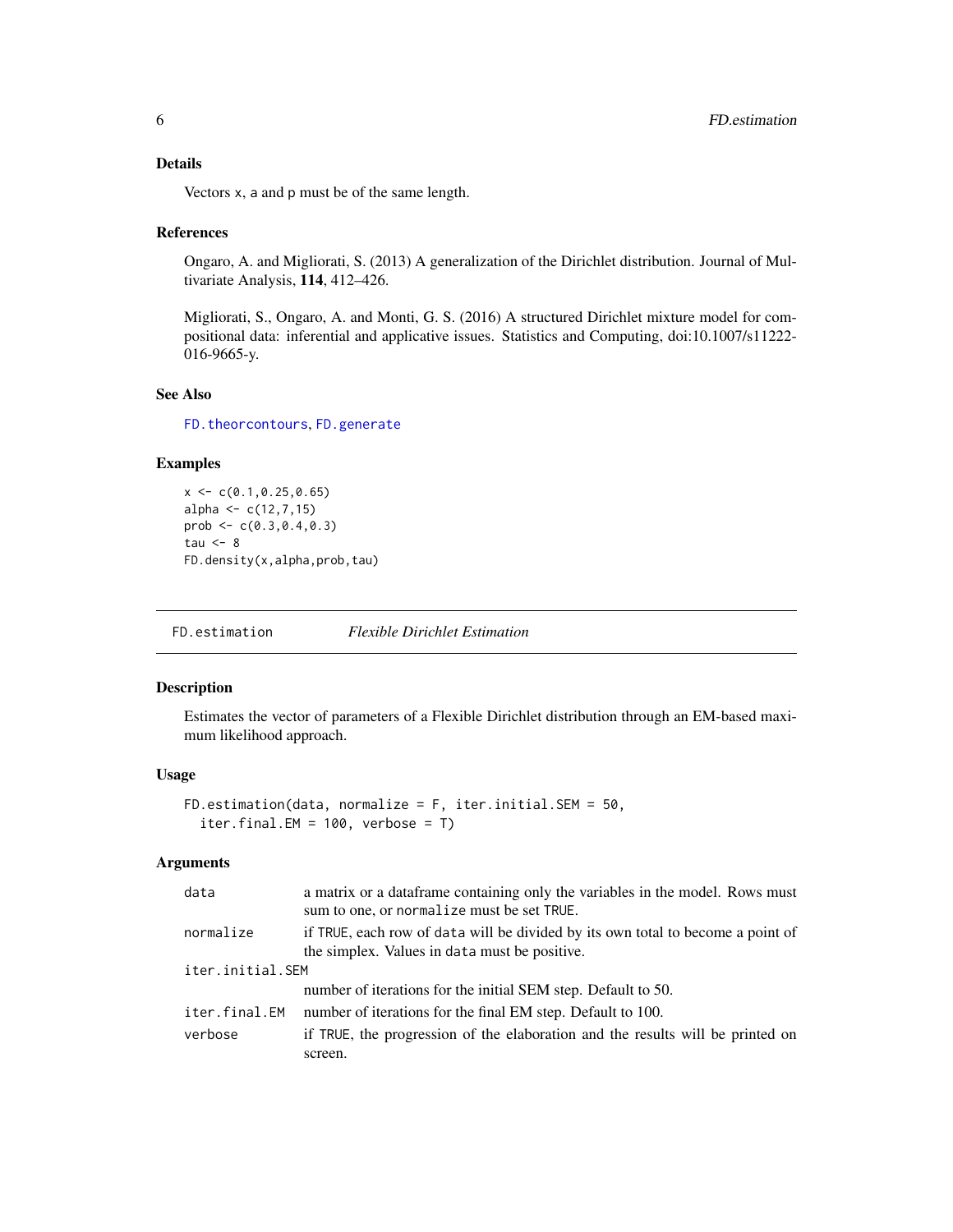### Details

Vectors x, a and p must be of the same length.

### References

Ongaro, A. and Migliorati, S. (2013) A generalization of the Dirichlet distribution. Journal of Multivariate Analysis, **114**, 412–426.

Migliorati, S., Ongaro, A. and Monti, G. S. (2016) A structured Dirichlet mixture model for compositional data: inferential and applicative issues. Statistics and Computing, doi:10.1007/s11222-016-9665-y.

### See Also

FD.theorcontours, FD.generate

### Examples

```
x <- c(0.1,0.25,0.65)
alpha <- c(12,7,15)
prob <- c(0.3,0.4,0.3)
tau <- 8
FD.density(x,alpha,prob,tau)
```

---

## FD.estimation *Flexible Dirichlet Estimation*

### Description

Estimates the vector of parameters of a Flexible Dirichlet distribution through an EM-based maximum likelihood approach.

### Usage

```
FD.estimation(data, normalize = F, iter.initial.SEM = 50,
  iter.final.EM = 100, verbose = T)
```

### Arguments

| | |
|---|---|
| data | a matrix or a dataframe containing only the variables in the model. Rows must sum to one, or normalize must be set TRUE. |
| normalize | if TRUE, each row of data will be divided by its own total to become a point of the simplex. Values in data must be positive. |
| iter.initial.SEM | number of iterations for the initial SEM step. Default to 50. |
| iter.final.EM | number of iterations for the final EM step. Default to 100. |
| verbose | if TRUE, the progression of the elaboration and the results will be printed on screen. |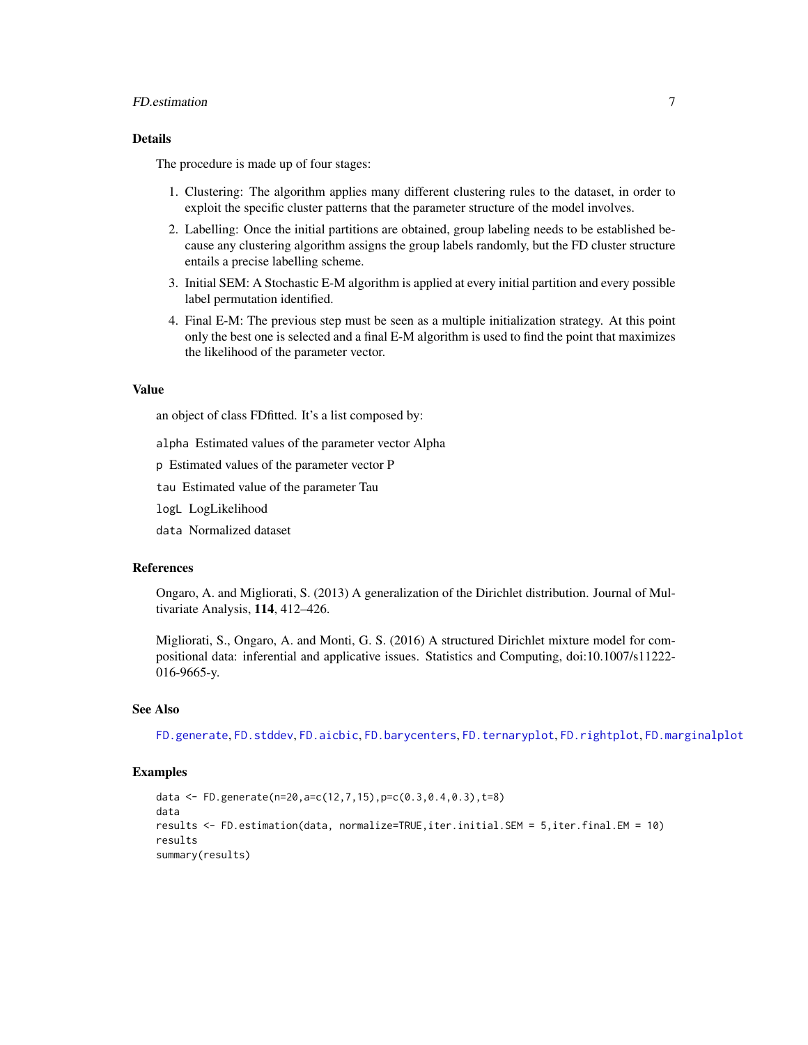### Details

The procedure is made up of four stages:

1. Clustering: The algorithm applies many different clustering rules to the dataset, in order to exploit the specific cluster patterns that the parameter structure of the model involves.
2. Labelling: Once the initial partitions are obtained, group labeling needs to be established because any clustering algorithm assigns the group labels randomly, but the FD cluster structure entails a precise labelling scheme.
3. Initial SEM: A Stochastic E-M algorithm is applied at every initial partition and every possible label permutation identified.
4. Final E-M: The previous step must be seen as a multiple initialization strategy. At this point only the best one is selected and a final E-M algorithm is used to find the point that maximizes the likelihood of the parameter vector.

### Value

an object of class FDfitted. It's a list composed by:

`alpha` Estimated values of the parameter vector Alpha

`p` Estimated values of the parameter vector P

`tau` Estimated value of the parameter Tau

`logL` LogLikelihood

`data` Normalized dataset

### References

Ongaro, A. and Migliorati, S. (2013) A generalization of the Dirichlet distribution. Journal of Multivariate Analysis, **114**, 412–426.

Migliorati, S., Ongaro, A. and Monti, G. S. (2016) A structured Dirichlet mixture model for compositional data: inferential and applicative issues. Statistics and Computing, doi:10.1007/s11222-016-9665-y.

### See Also

`FD.generate`, `FD.stddev`, `FD.aicbic`, `FD.barycenters`, `FD.ternaryplot`, `FD.rightplot`, `FD.marginalplot`

### Examples

```
data <- FD.generate(n=20,a=c(12,7,15),p=c(0.3,0.4,0.3),t=8)
data
results <- FD.estimation(data, normalize=TRUE,iter.initial.SEM = 5,iter.final.EM = 10)
results
summary(results)
```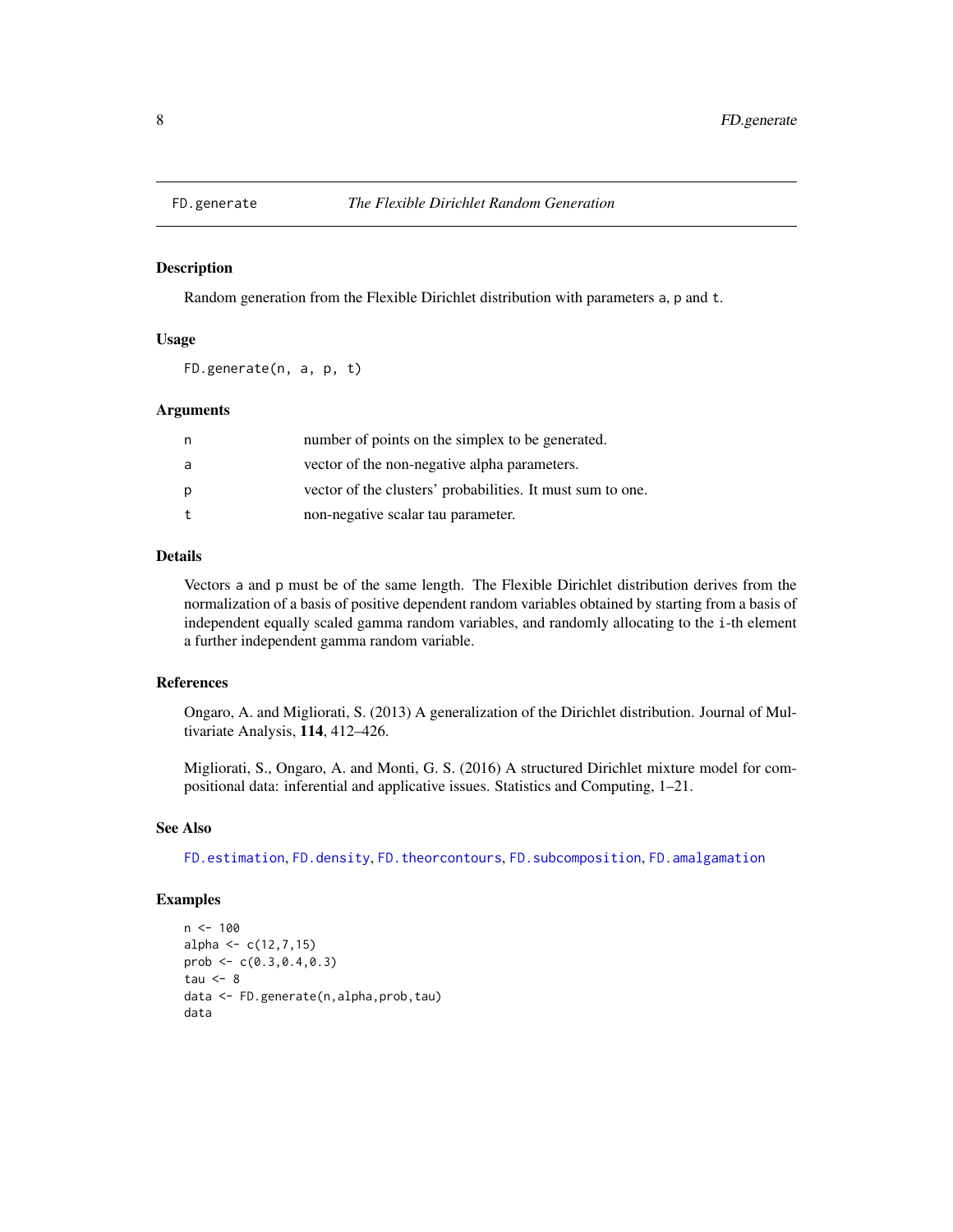# FD.generate — *The Flexible Dirichlet Random Generation*

## Description

Random generation from the Flexible Dirichlet distribution with parameters `a`, `p` and `t`.

## Usage

```
FD.generate(n, a, p, t)
```

## Arguments

| | |
|---|---|
| `n` | number of points on the simplex to be generated. |
| `a` | vector of the non-negative alpha parameters. |
| `p` | vector of the clusters' probabilities. It must sum to one. |
| `t` | non-negative scalar tau parameter. |

## Details

Vectors `a` and `p` must be of the same length. The Flexible Dirichlet distribution derives from the normalization of a basis of positive dependent random variables obtained by starting from a basis of independent equally scaled gamma random variables, and randomly allocating to the `i`-th element a further independent gamma random variable.

## References

Ongaro, A. and Migliorati, S. (2013) A generalization of the Dirichlet distribution. Journal of Multivariate Analysis, **114**, 412–426.

Migliorati, S., Ongaro, A. and Monti, G. S. (2016) A structured Dirichlet mixture model for compositional data: inferential and applicative issues. Statistics and Computing, 1–21.

## See Also

`FD.estimation`, `FD.density`, `FD.theorcontours`, `FD.subcomposition`, `FD.amalgamation`

## Examples

```
n <- 100
alpha <- c(12,7,15)
prob <- c(0.3,0.4,0.3)
tau <- 8
data <- FD.generate(n,alpha,prob,tau)
data
```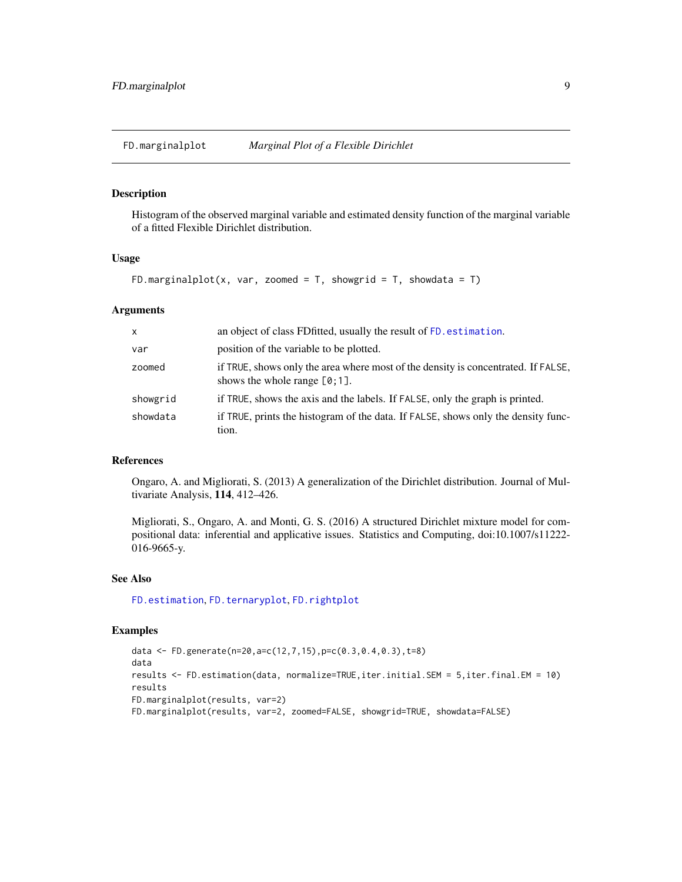## FD.marginalplot — *Marginal Plot of a Flexible Dirichlet*

### Description

Histogram of the observed marginal variable and estimated density function of the marginal variable of a fitted Flexible Dirichlet distribution.

### Usage

```
FD.marginalplot(x, var, zoomed = T, showgrid = T, showdata = T)
```

### Arguments

| | |
|---|---|
| `x` | an object of class FDfitted, usually the result of `FD.estimation`. |
| `var` | position of the variable to be plotted. |
| `zoomed` | if `TRUE`, shows only the area where most of the density is concentrated. If `FALSE`, shows the whole range `[0;1]`. |
| `showgrid` | if `TRUE`, shows the axis and the labels. If `FALSE`, only the graph is printed. |
| `showdata` | if `TRUE`, prints the histogram of the data. If `FALSE`, shows only the density function. |

### References

Ongaro, A. and Migliorati, S. (2013) A generalization of the Dirichlet distribution. Journal of Multivariate Analysis, **114**, 412–426.

Migliorati, S., Ongaro, A. and Monti, G. S. (2016) A structured Dirichlet mixture model for compositional data: inferential and applicative issues. Statistics and Computing, doi:10.1007/s11222-016-9665-y.

### See Also

`FD.estimation`, `FD.ternaryplot`, `FD.rightplot`

### Examples

```
data <- FD.generate(n=20,a=c(12,7,15),p=c(0.3,0.4,0.3),t=8)
data
results <- FD.estimation(data, normalize=TRUE,iter.initial.SEM = 5,iter.final.EM = 10)
results
FD.marginalplot(results, var=2)
FD.marginalplot(results, var=2, zoomed=FALSE, showgrid=TRUE, showdata=FALSE)
```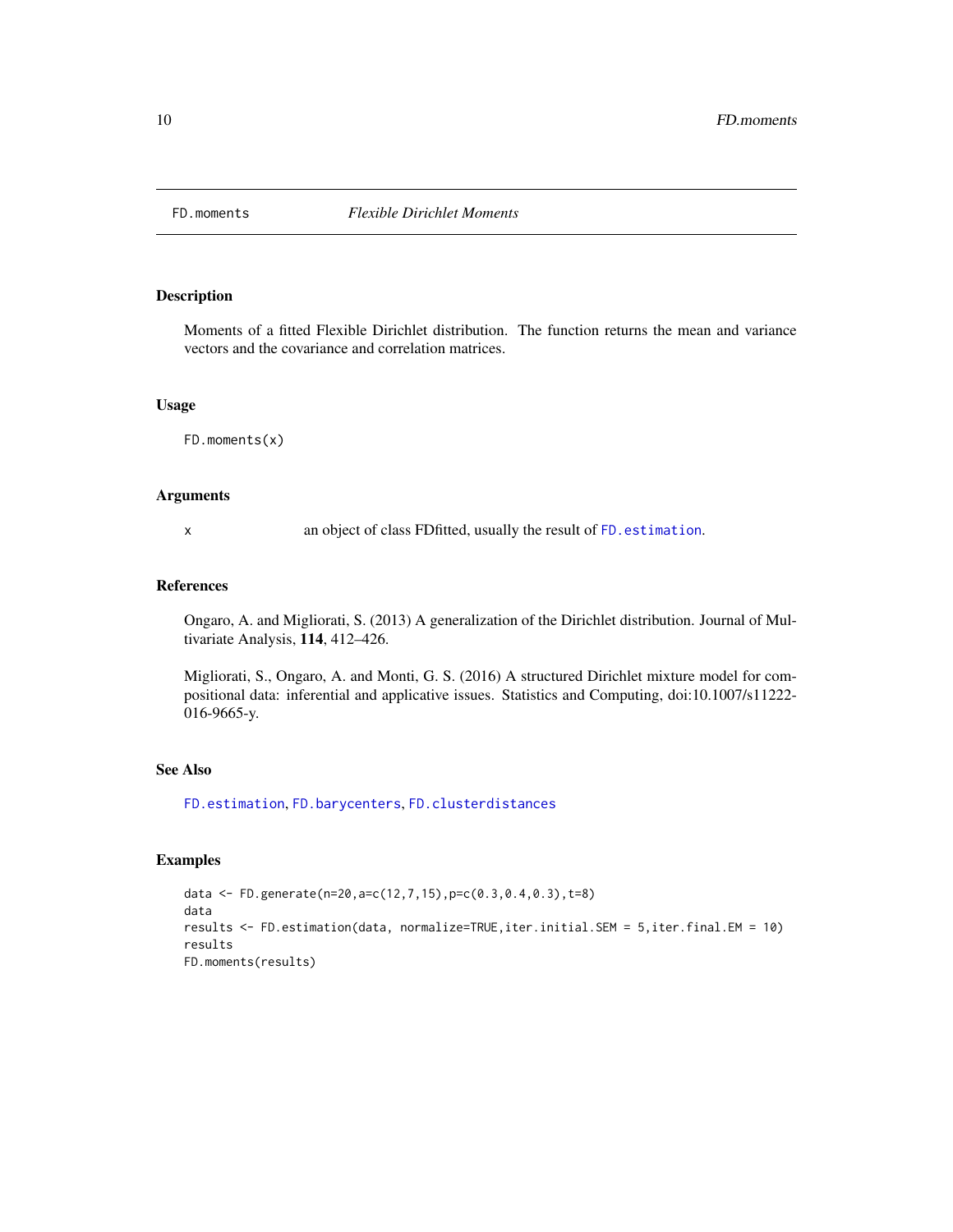# FD.moments — *Flexible Dirichlet Moments*

## Description

Moments of a fitted Flexible Dirichlet distribution. The function returns the mean and variance vectors and the covariance and correlation matrices.

## Usage

```
FD.moments(x)
```

## Arguments

| | |
|---|---|
| x | an object of class FDfitted, usually the result of `FD.estimation`. |

## References

Ongaro, A. and Migliorati, S. (2013) A generalization of the Dirichlet distribution. Journal of Multivariate Analysis, **114**, 412–426.

Migliorati, S., Ongaro, A. and Monti, G. S. (2016) A structured Dirichlet mixture model for compositional data: inferential and applicative issues. Statistics and Computing, doi:10.1007/s11222-016-9665-y.

## See Also

`FD.estimation`, `FD.barycenters`, `FD.clusterdistances`

## Examples

```
data <- FD.generate(n=20,a=c(12,7,15),p=c(0.3,0.4,0.3),t=8)
data
results <- FD.estimation(data, normalize=TRUE,iter.initial.SEM = 5,iter.final.EM = 10)
results
FD.moments(results)
```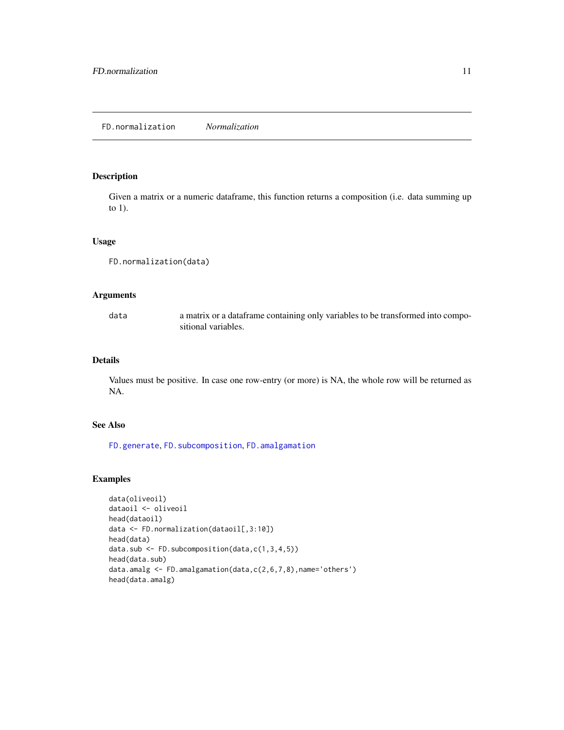## FD.normalization *Normalization*

### Description

Given a matrix or a numeric dataframe, this function returns a composition (i.e. data summing up to 1).

### Usage

```
FD.normalization(data)
```

### Arguments

| | |
|---|---|
| data | a matrix or a dataframe containing only variables to be transformed into compositional variables. |

### Details

Values must be positive. In case one row-entry (or more) is NA, the whole row will be returned as NA.

### See Also

FD.generate, FD.subcomposition, FD.amalgamation

### Examples

```
data(oliveoil)
dataoil <- oliveoil
head(dataoil)
data <- FD.normalization(dataoil[,3:10])
head(data)
data.sub <- FD.subcomposition(data,c(1,3,4,5))
head(data.sub)
data.amalg <- FD.amalgamation(data,c(2,6,7,8),name='others')
head(data.amalg)
```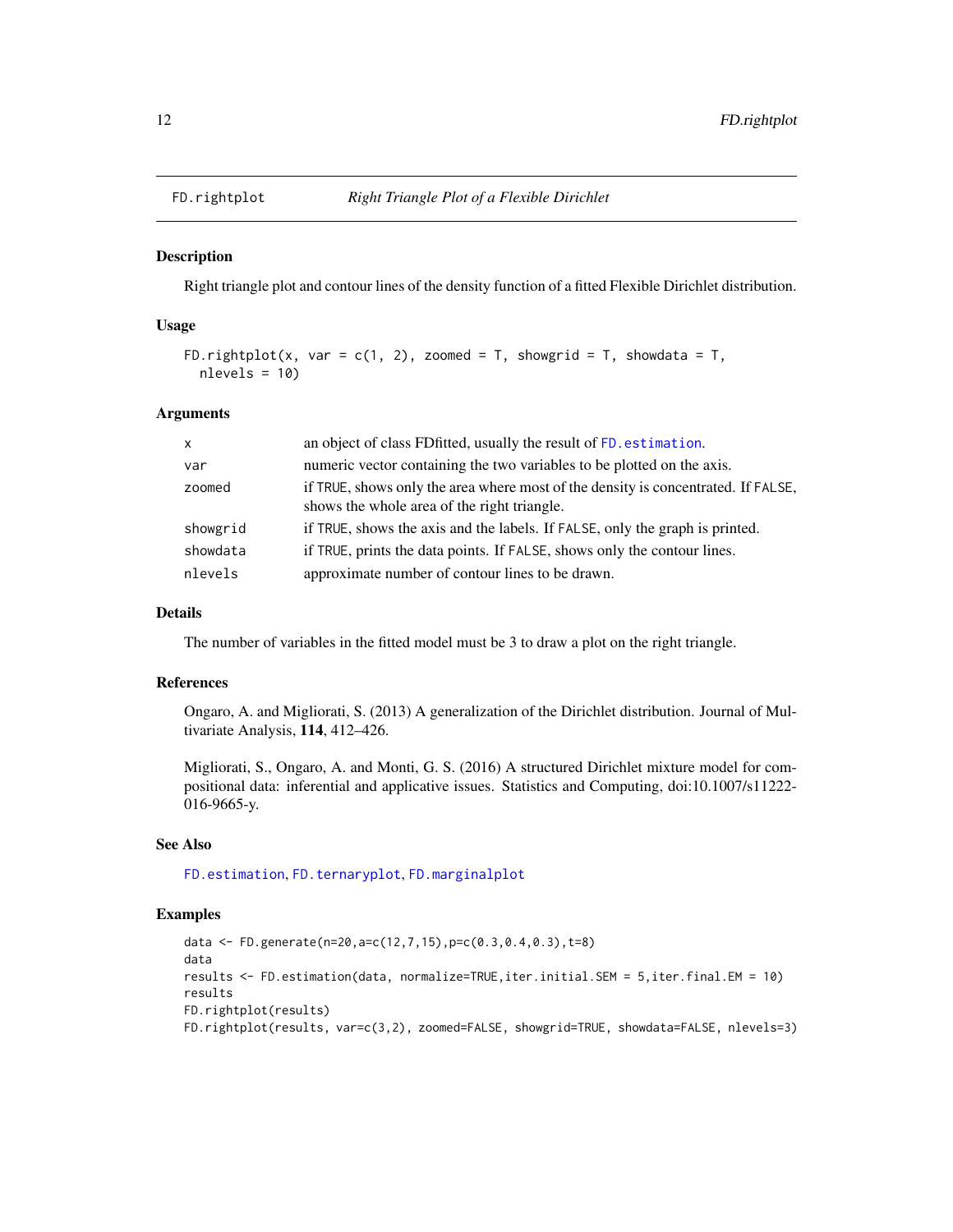# FD.rightplot — *Right Triangle Plot of a Flexible Dirichlet*

## Description

Right triangle plot and contour lines of the density function of a fitted Flexible Dirichlet distribution.

## Usage

```
FD.rightplot(x, var = c(1, 2), zoomed = T, showgrid = T, showdata = T,
  nlevels = 10)
```

## Arguments

| | |
|---|---|
| `x` | an object of class FDfitted, usually the result of `FD.estimation`. |
| `var` | numeric vector containing the two variables to be plotted on the axis. |
| `zoomed` | if `TRUE`, shows only the area where most of the density is concentrated. If `FALSE`, shows the whole area of the right triangle. |
| `showgrid` | if `TRUE`, shows the axis and the labels. If `FALSE`, only the graph is printed. |
| `showdata` | if `TRUE`, prints the data points. If `FALSE`, shows only the contour lines. |
| `nlevels` | approximate number of contour lines to be drawn. |

## Details

The number of variables in the fitted model must be 3 to draw a plot on the right triangle.

## References

Ongaro, A. and Migliorati, S. (2013) A generalization of the Dirichlet distribution. Journal of Multivariate Analysis, **114**, 412–426.

Migliorati, S., Ongaro, A. and Monti, G. S. (2016) A structured Dirichlet mixture model for compositional data: inferential and applicative issues. Statistics and Computing, doi:10.1007/s11222-016-9665-y.

## See Also

`FD.estimation`, `FD.ternaryplot`, `FD.marginalplot`

## Examples

```
data <- FD.generate(n=20,a=c(12,7,15),p=c(0.3,0.4,0.3),t=8)
data
results <- FD.estimation(data, normalize=TRUE,iter.initial.SEM = 5,iter.final.EM = 10)
results
FD.rightplot(results)
FD.rightplot(results, var=c(3,2), zoomed=FALSE, showgrid=TRUE, showdata=FALSE, nlevels=3)
```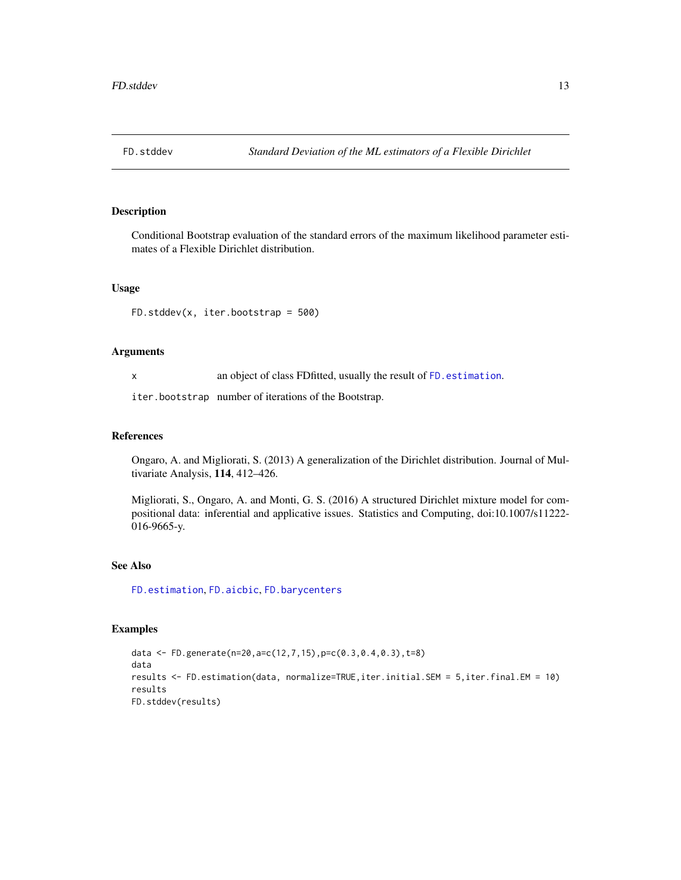# FD.stddev — *Standard Deviation of the ML estimators of a Flexible Dirichlet*

## Description

Conditional Bootstrap evaluation of the standard errors of the maximum likelihood parameter estimates of a Flexible Dirichlet distribution.

## Usage

```
FD.stddev(x, iter.bootstrap = 500)
```

## Arguments

| | |
|---|---|
| `x` | an object of class FDfitted, usually the result of `FD.estimation`. |
| `iter.bootstrap` | number of iterations of the Bootstrap. |

## References

Ongaro, A. and Migliorati, S. (2013) A generalization of the Dirichlet distribution. Journal of Multivariate Analysis, **114**, 412–426.

Migliorati, S., Ongaro, A. and Monti, G. S. (2016) A structured Dirichlet mixture model for compositional data: inferential and applicative issues. Statistics and Computing, doi:10.1007/s11222-016-9665-y.

## See Also

`FD.estimation`, `FD.aicbic`, `FD.barycenters`

## Examples

```
data <- FD.generate(n=20,a=c(12,7,15),p=c(0.3,0.4,0.3),t=8)
data
results <- FD.estimation(data, normalize=TRUE,iter.initial.SEM = 5,iter.final.EM = 10)
results
FD.stddev(results)
```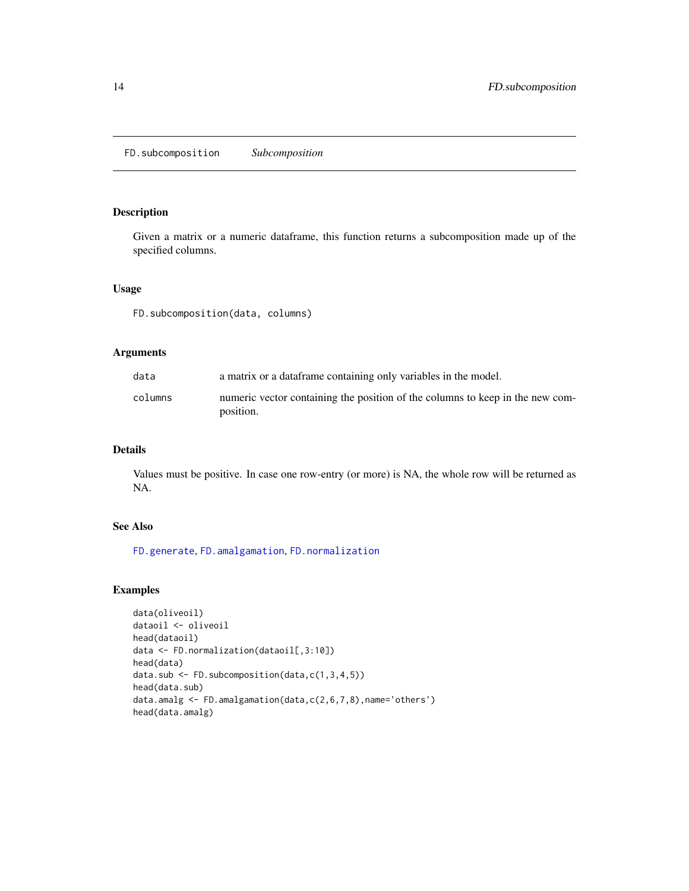# FD.subcomposition *Subcomposition*

## Description

Given a matrix or a numeric dataframe, this function returns a subcomposition made up of the specified columns.

## Usage

```
FD.subcomposition(data, columns)
```

## Arguments

| | |
|---|---|
| data | a matrix or a dataframe containing only variables in the model. |
| columns | numeric vector containing the position of the columns to keep in the new composition. |

## Details

Values must be positive. In case one row-entry (or more) is NA, the whole row will be returned as NA.

## See Also

FD.generate, FD.amalgamation, FD.normalization

## Examples

```
data(oliveoil)
dataoil <- oliveoil
head(dataoil)
data <- FD.normalization(dataoil[,3:10])
head(data)
data.sub <- FD.subcomposition(data,c(1,3,4,5))
head(data.sub)
data.amalg <- FD.amalgamation(data,c(2,6,7,8),name='others')
head(data.amalg)
```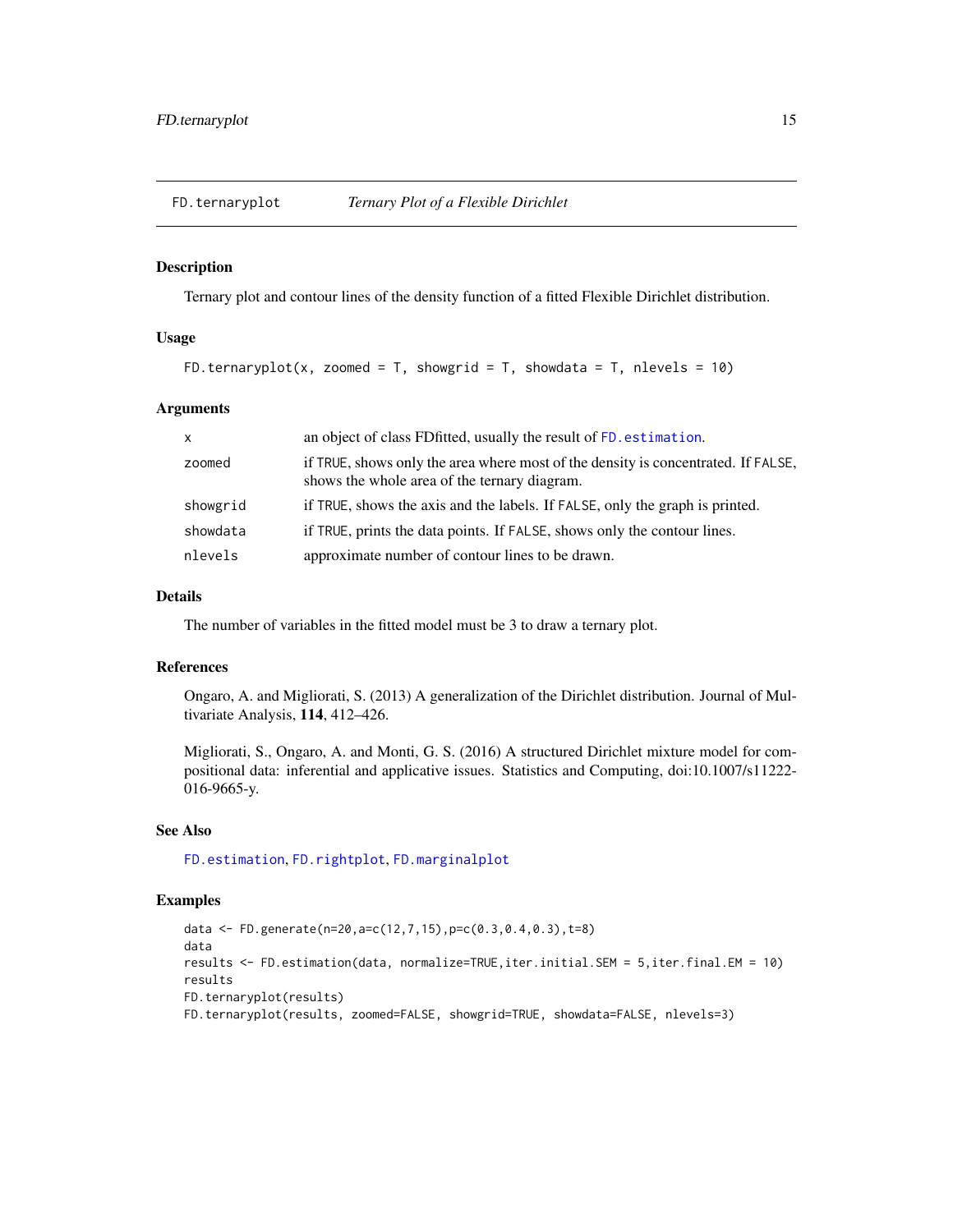# FD.ternaryplot — *Ternary Plot of a Flexible Dirichlet*

## Description

Ternary plot and contour lines of the density function of a fitted Flexible Dirichlet distribution.

## Usage

```
FD.ternaryplot(x, zoomed = T, showgrid = T, showdata = T, nlevels = 10)
```

## Arguments

| | |
|---|---|
| x | an object of class FDfitted, usually the result of FD.estimation. |
| zoomed | if TRUE, shows only the area where most of the density is concentrated. If FALSE, shows the whole area of the ternary diagram. |
| showgrid | if TRUE, shows the axis and the labels. If FALSE, only the graph is printed. |
| showdata | if TRUE, prints the data points. If FALSE, shows only the contour lines. |
| nlevels | approximate number of contour lines to be drawn. |

## Details

The number of variables in the fitted model must be 3 to draw a ternary plot.

## References

Ongaro, A. and Migliorati, S. (2013) A generalization of the Dirichlet distribution. Journal of Multivariate Analysis, **114**, 412–426.

Migliorati, S., Ongaro, A. and Monti, G. S. (2016) A structured Dirichlet mixture model for compositional data: inferential and applicative issues. Statistics and Computing, doi:10.1007/s11222-016-9665-y.

## See Also

FD.estimation, FD.rightplot, FD.marginalplot

## Examples

```
data <- FD.generate(n=20,a=c(12,7,15),p=c(0.3,0.4,0.3),t=8)
data
results <- FD.estimation(data, normalize=TRUE,iter.initial.SEM = 5,iter.final.EM = 10)
results
FD.ternaryplot(results)
FD.ternaryplot(results, zoomed=FALSE, showgrid=TRUE, showdata=FALSE, nlevels=3)
```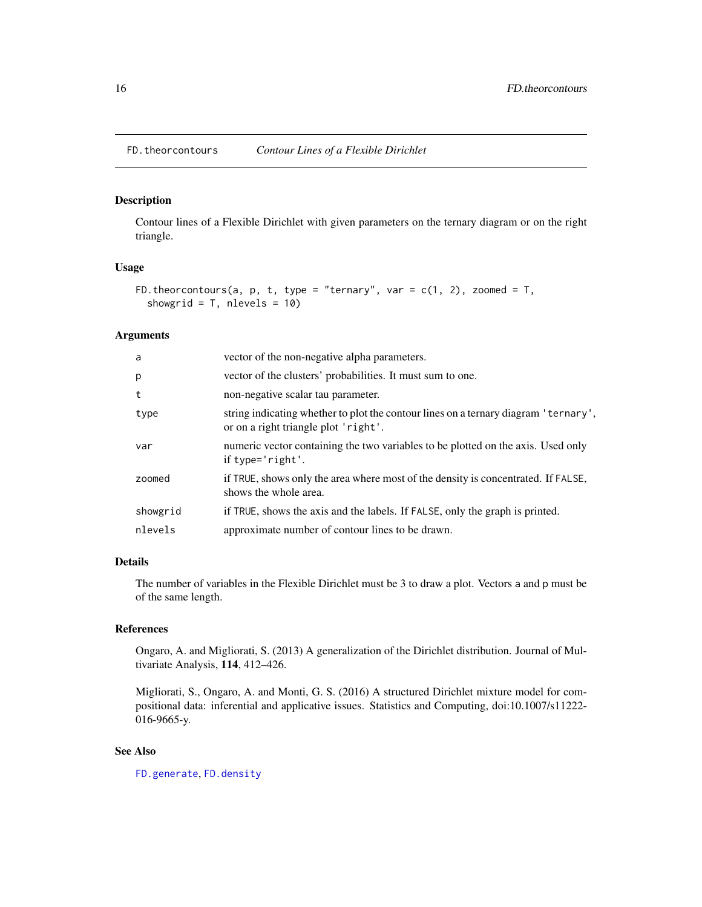FD.theorcontours &nbsp;&nbsp;&nbsp; *Contour Lines of a Flexible Dirichlet*

## Description

Contour lines of a Flexible Dirichlet with given parameters on the ternary diagram or on the right triangle.

## Usage

```
FD.theorcontours(a, p, t, type = "ternary", var = c(1, 2), zoomed = T,
  showgrid = T, nlevels = 10)
```

## Arguments

| | |
|---|---|
| `a` | vector of the non-negative alpha parameters. |
| `p` | vector of the clusters' probabilities. It must sum to one. |
| `t` | non-negative scalar tau parameter. |
| `type` | string indicating whether to plot the contour lines on a ternary diagram `'ternary'`, or on a right triangle plot `'right'`. |
| `var` | numeric vector containing the two variables to be plotted on the axis. Used only if `type='right'`. |
| `zoomed` | if `TRUE`, shows only the area where most of the density is concentrated. If `FALSE`, shows the whole area. |
| `showgrid` | if `TRUE`, shows the axis and the labels. If `FALSE`, only the graph is printed. |
| `nlevels` | approximate number of contour lines to be drawn. |

## Details

The number of variables in the Flexible Dirichlet must be 3 to draw a plot. Vectors `a` and `p` must be of the same length.

## References

Ongaro, A. and Migliorati, S. (2013) A generalization of the Dirichlet distribution. Journal of Multivariate Analysis, **114**, 412–426.

Migliorati, S., Ongaro, A. and Monti, G. S. (2016) A structured Dirichlet mixture model for compositional data: inferential and applicative issues. Statistics and Computing, doi:10.1007/s11222-016-9665-y.

## See Also

`FD.generate`, `FD.density`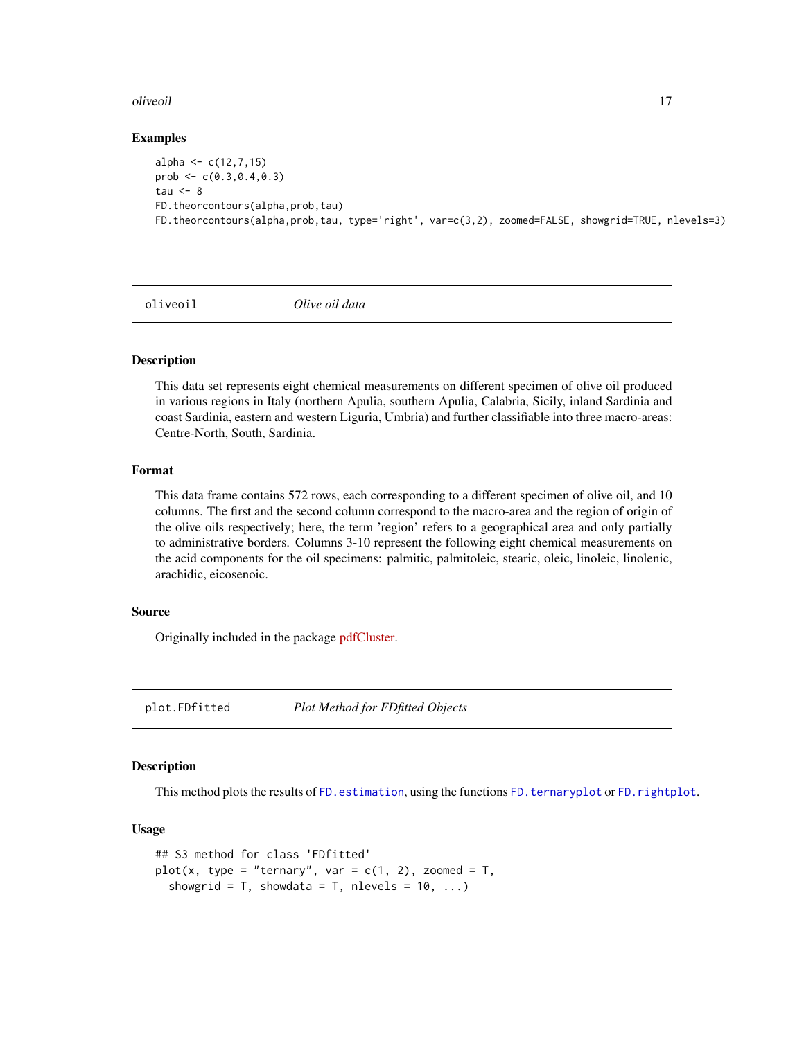### Examples

```
alpha <- c(12,7,15)
prob <- c(0.3,0.4,0.3)
tau <- 8
FD.theorcontours(alpha,prob,tau)
FD.theorcontours(alpha,prob,tau, type='right', var=c(3,2), zoomed=FALSE, showgrid=TRUE, nlevels=3)
```

---

## oliveoil    *Olive oil data*

### Description

This data set represents eight chemical measurements on different specimen of olive oil produced in various regions in Italy (northern Apulia, southern Apulia, Calabria, Sicily, inland Sardinia and coast Sardinia, eastern and western Liguria, Umbria) and further classifiable into three macro-areas: Centre-North, South, Sardinia.

### Format

This data frame contains 572 rows, each corresponding to a different specimen of olive oil, and 10 columns. The first and the second column correspond to the macro-area and the region of origin of the olive oils respectively; here, the term 'region' refers to a geographical area and only partially to administrative borders. Columns 3-10 represent the following eight chemical measurements on the acid components for the oil specimens: palmitic, palmitoleic, stearic, oleic, linoleic, linolenic, arachidic, eicosenoic.

### Source

Originally included in the package pdfCluster.

---

## plot.FDfitted    *Plot Method for FDfitted Objects*

### Description

This method plots the results of `FD.estimation`, using the functions `FD.ternaryplot` or `FD.rightplot`.

### Usage

```
## S3 method for class 'FDfitted'
plot(x, type = "ternary", var = c(1, 2), zoomed = T,
  showgrid = T, showdata = T, nlevels = 10, ...)
```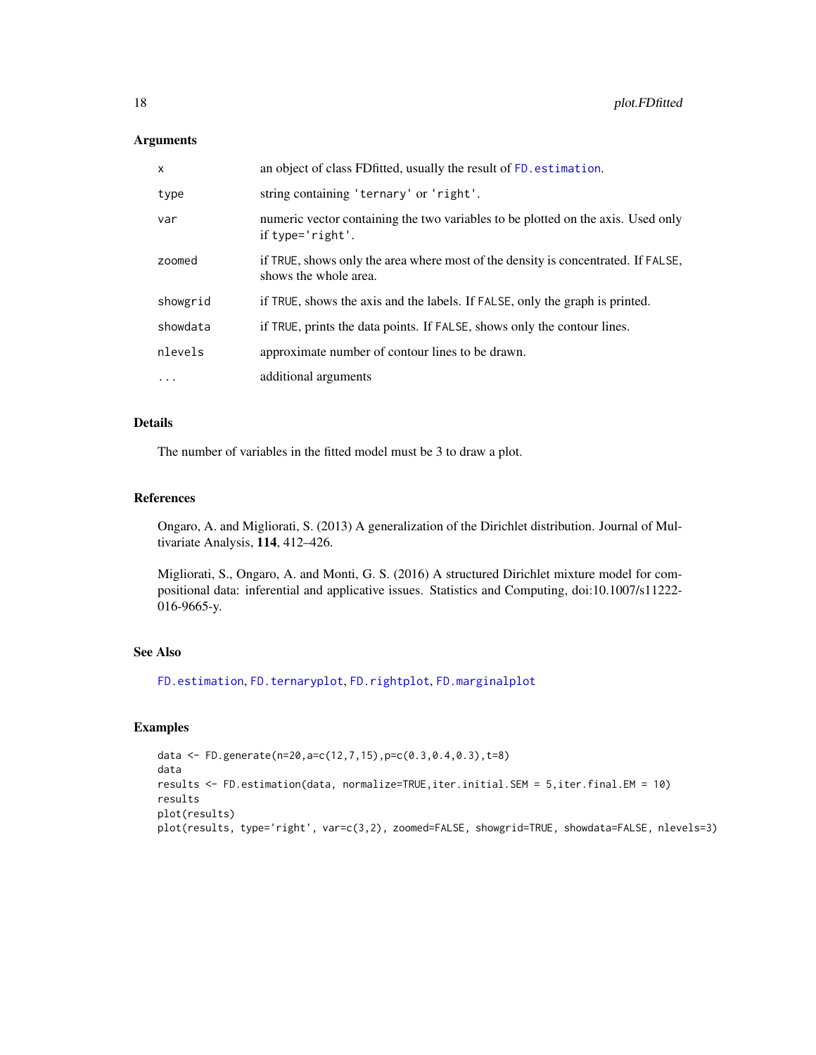### Arguments

| | |
|---|---|
| x | an object of class FDfitted, usually the result of `FD.estimation`. |
| type | string containing 'ternary' or 'right'. |
| var | numeric vector containing the two variables to be plotted on the axis. Used only if type='right'. |
| zoomed | if TRUE, shows only the area where most of the density is concentrated. If FALSE, shows the whole area. |
| showgrid | if TRUE, shows the axis and the labels. If FALSE, only the graph is printed. |
| showdata | if TRUE, prints the data points. If FALSE, shows only the contour lines. |
| nlevels | approximate number of contour lines to be drawn. |
| ... | additional arguments |

### Details

The number of variables in the fitted model must be 3 to draw a plot.

### References

Ongaro, A. and Migliorati, S. (2013) A generalization of the Dirichlet distribution. Journal of Multivariate Analysis, **114**, 412–426.

Migliorati, S., Ongaro, A. and Monti, G. S. (2016) A structured Dirichlet mixture model for compositional data: inferential and applicative issues. Statistics and Computing, doi:10.1007/s11222-016-9665-y.

### See Also

`FD.estimation`, `FD.ternaryplot`, `FD.rightplot`, `FD.marginalplot`

### Examples

```
data <- FD.generate(n=20,a=c(12,7,15),p=c(0.3,0.4,0.3),t=8)
data
results <- FD.estimation(data, normalize=TRUE,iter.initial.SEM = 5,iter.final.EM = 10)
results
plot(results)
plot(results, type='right', var=c(3,2), zoomed=FALSE, showgrid=TRUE, showdata=FALSE, nlevels=3)
```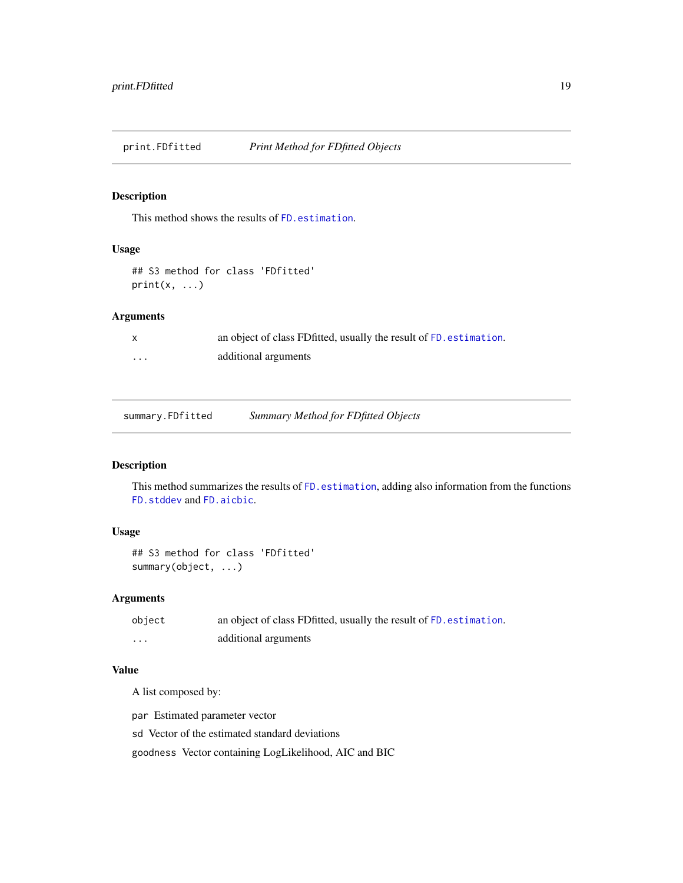## print.FDfitted — *Print Method for FDfitted Objects*

### Description

This method shows the results of `FD.estimation`.

### Usage

```
## S3 method for class 'FDfitted'
print(x, ...)
```

### Arguments

| | |
|---|---|
| `x` | an object of class FDfitted, usually the result of `FD.estimation`. |
| `...` | additional arguments |

## summary.FDfitted — *Summary Method for FDfitted Objects*

### Description

This method summarizes the results of `FD.estimation`, adding also information from the functions `FD.stddev` and `FD.aicbic`.

### Usage

```
## S3 method for class 'FDfitted'
summary(object, ...)
```

### Arguments

| | |
|---|---|
| `object` | an object of class FDfitted, usually the result of `FD.estimation`. |
| `...` | additional arguments |

### Value

A list composed by:

`par` Estimated parameter vector

`sd` Vector of the estimated standard deviations

`goodness` Vector containing LogLikelihood, AIC and BIC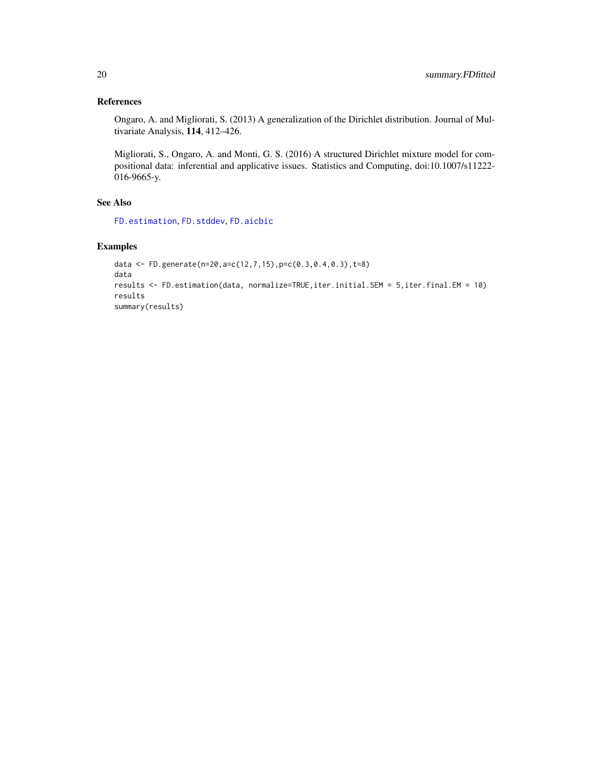### References

Ongaro, A. and Migliorati, S. (2013) A generalization of the Dirichlet distribution. Journal of Multivariate Analysis, **114**, 412–426.

Migliorati, S., Ongaro, A. and Monti, G. S. (2016) A structured Dirichlet mixture model for compositional data: inferential and applicative issues. Statistics and Computing, doi:10.1007/s11222-016-9665-y.

### See Also

`FD.estimation`, `FD.stddev`, `FD.aicbic`

### Examples

```
data <- FD.generate(n=20,a=c(12,7,15),p=c(0.3,0.4,0.3),t=8)
data
results <- FD.estimation(data, normalize=TRUE,iter.initial.SEM = 5,iter.final.EM = 10)
results
summary(results)
```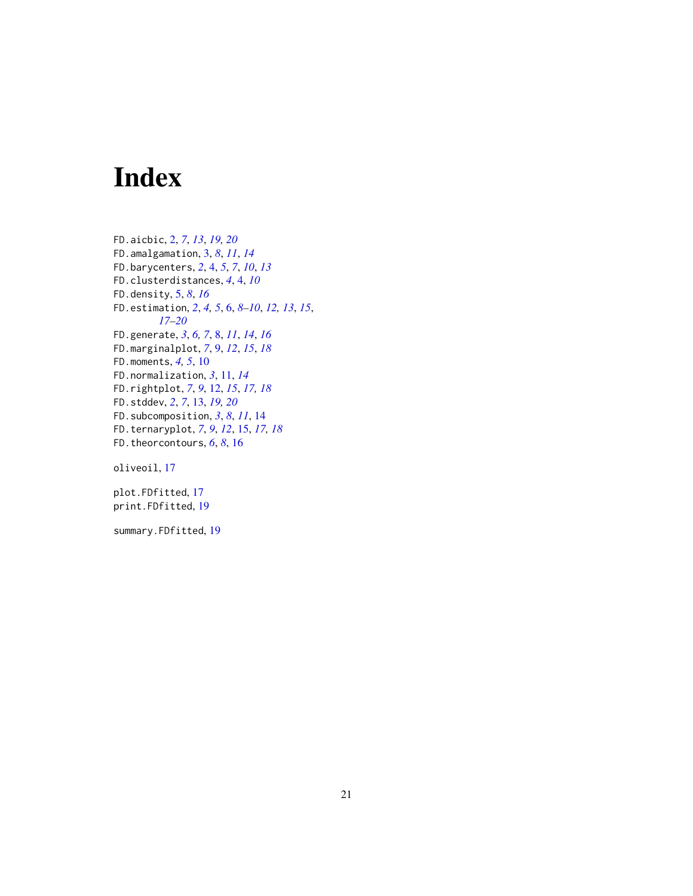# Index

FD.aicbic, 2, *7*, *13*, *19, 20*
FD.amalgamation, 3, *8*, *11*, *14*
FD.barycenters, *2*, 4, *5*, *7*, *10*, *13*
FD.clusterdistances, *4*, 4, *10*
FD.density, 5, *8*, *16*
FD.estimation, *2*, *4, 5*, 6, *8–10*, *12, 13*, *15*, *17–20*
FD.generate, *3*, *6, 7*, 8, *11*, *14*, *16*
FD.marginalplot, *7*, 9, *12*, *15*, *18*
FD.moments, *4, 5*, 10
FD.normalization, *3*, 11, *14*
FD.rightplot, *7*, *9*, 12, *15*, *17, 18*
FD.stddev, *2*, *7*, 13, *19, 20*
FD.subcomposition, *3*, *8*, *11*, 14
FD.ternaryplot, *7*, *9*, *12*, 15, *17, 18*
FD.theorcontours, *6*, *8*, 16

oliveoil, 17

plot.FDfitted, 17
print.FDfitted, 19

summary.FDfitted, 19